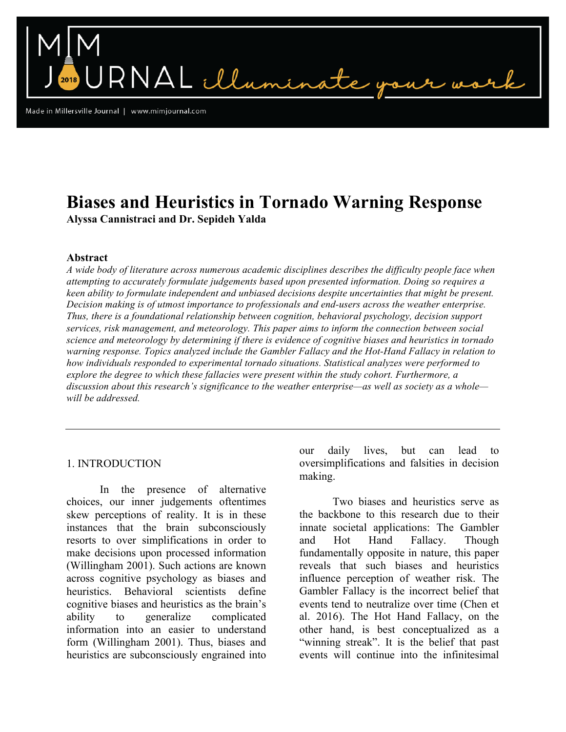# Biases and Heuristics in Tornado Warning Response

**Alyssa Cannistraci and Dr. Sepideh Yalda**

## Abstract

*A wide body of literature across numerous academic disciplines describes the difficulty people face when attempting to accurately formulate judgements based upon presented information. Doing so requires a keen ability to formulate independent and unbiased decisions despite uncertainties that might be present. Decision making is of utmost importance to professionals and end-users across the weather enterprise. Thus, there is a foundational relationship between cognition, behavioral psychology, decision support services, risk management, and meteorology. This paper aims to inform the connection between social science and meteorology by determining if there is evidence of cognitive biases and heuristics in tornado warning response. Topics analyzed include the Gambler Fallacy and the Hot-Hand Fallacy in relation to how individuals responded to experimental tornado situations. Statistical analyzes were performed to explore the degree to which these fallacies were present within the study cohort. Furthermore, a discussion about this research's significance to the weather enterprise—as well as society as a whole—will be addressed.*

---

## 1. INTRODUCTION

In the presence of alternative choices, our inner judgements oftentimes skew perceptions of reality. It is in these instances that the brain subconsciously resorts to over simplifications in order to make decisions upon processed information (Willingham 2001). Such actions are known across cognitive psychology as biases and heuristics. Behavioral scientists define cognitive biases and heuristics as the brain's ability to generalize complicated information into an easier to understand form (Willingham 2001). Thus, biases and heuristics are subconsciously engrained into our daily lives, but can lead to oversimplifications and falsities in decision making.

Two biases and heuristics serve as the backbone to this research due to their innate societal applications: The Gambler and Hot Hand Fallacy. Though fundamentally opposite in nature, this paper reveals that such biases and heuristics influence perception of weather risk. The Gambler Fallacy is the incorrect belief that events tend to neutralize over time (Chen et al. 2016). The Hot Hand Fallacy, on the other hand, is best conceptualized as a "winning streak". It is the belief that past events will continue into the infinitesimal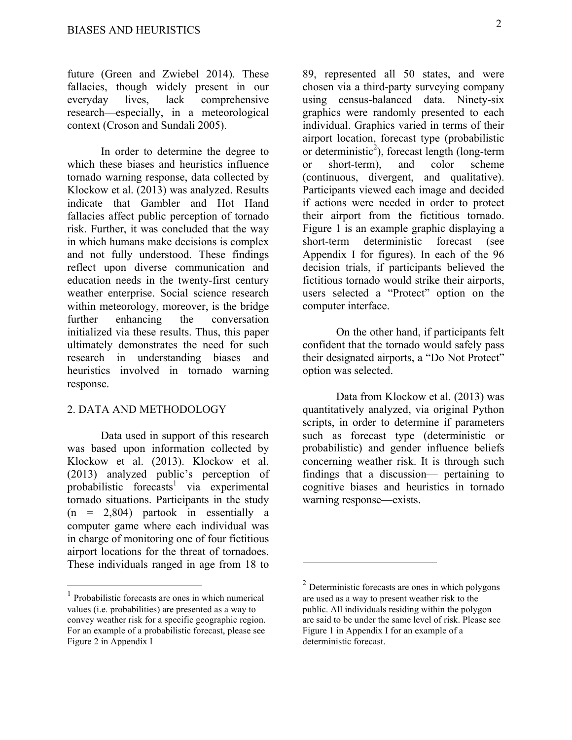future (Green and Zwiebel 2014). These fallacies, though widely present in our everyday lives, lack comprehensive research—especially, in a meteorological context (Croson and Sundali 2005).

In order to determine the degree to which these biases and heuristics influence tornado warning response, data collected by Klockow et al. (2013) was analyzed. Results indicate that Gambler and Hot Hand fallacies affect public perception of tornado risk. Further, it was concluded that the way in which humans make decisions is complex and not fully understood. These findings reflect upon diverse communication and education needs in the twenty-first century weather enterprise. Social science research within meteorology, moreover, is the bridge further enhancing the conversation initialized via these results. Thus, this paper ultimately demonstrates the need for such research in understanding biases and heuristics involved in tornado warning response.

## 2. DATA AND METHODOLOGY

Data used in support of this research was based upon information collected by Klockow et al. (2013). Klockow et al. (2013) analyzed public's perception of probabilistic forecasts[1] via experimental tornado situations. Participants in the study (n = 2,804) partook in essentially a computer game where each individual was in charge of monitoring one of four fictitious airport locations for the threat of tornadoes. These individuals ranged in age from 18 to 89, represented all 50 states, and were chosen via a third-party surveying company using census-balanced data. Ninety-six graphics were randomly presented to each individual. Graphics varied in terms of their airport location, forecast type (probabilistic or deterministic[2]), forecast length (long-term or short-term), and color scheme (continuous, divergent, and qualitative). Participants viewed each image and decided if actions were needed in order to protect their airport from the fictitious tornado. Figure 1 is an example graphic displaying a short-term deterministic forecast (see Appendix I for figures). In each of the 96 decision trials, if participants believed the fictitious tornado would strike their airports, users selected a "Protect" option on the computer interface.

On the other hand, if participants felt confident that the tornado would safely pass their designated airports, a "Do Not Protect" option was selected.

Data from Klockow et al. (2013) was quantitatively analyzed, via original Python scripts, in order to determine if parameters such as forecast type (deterministic or probabilistic) and gender influence beliefs concerning weather risk. It is through such findings that a discussion— pertaining to cognitive biases and heuristics in tornado warning response—exists.

[1] Probabilistic forecasts are ones in which numerical values (i.e. probabilities) are presented as a way to convey weather risk for a specific geographic region. For an example of a probabilistic forecast, please see Figure 2 in Appendix I

[2] Deterministic forecasts are ones in which polygons are used as a way to present weather risk to the public. All individuals residing within the polygon are said to be under the same level of risk. Please see Figure 1 in Appendix I for an example of a deterministic forecast.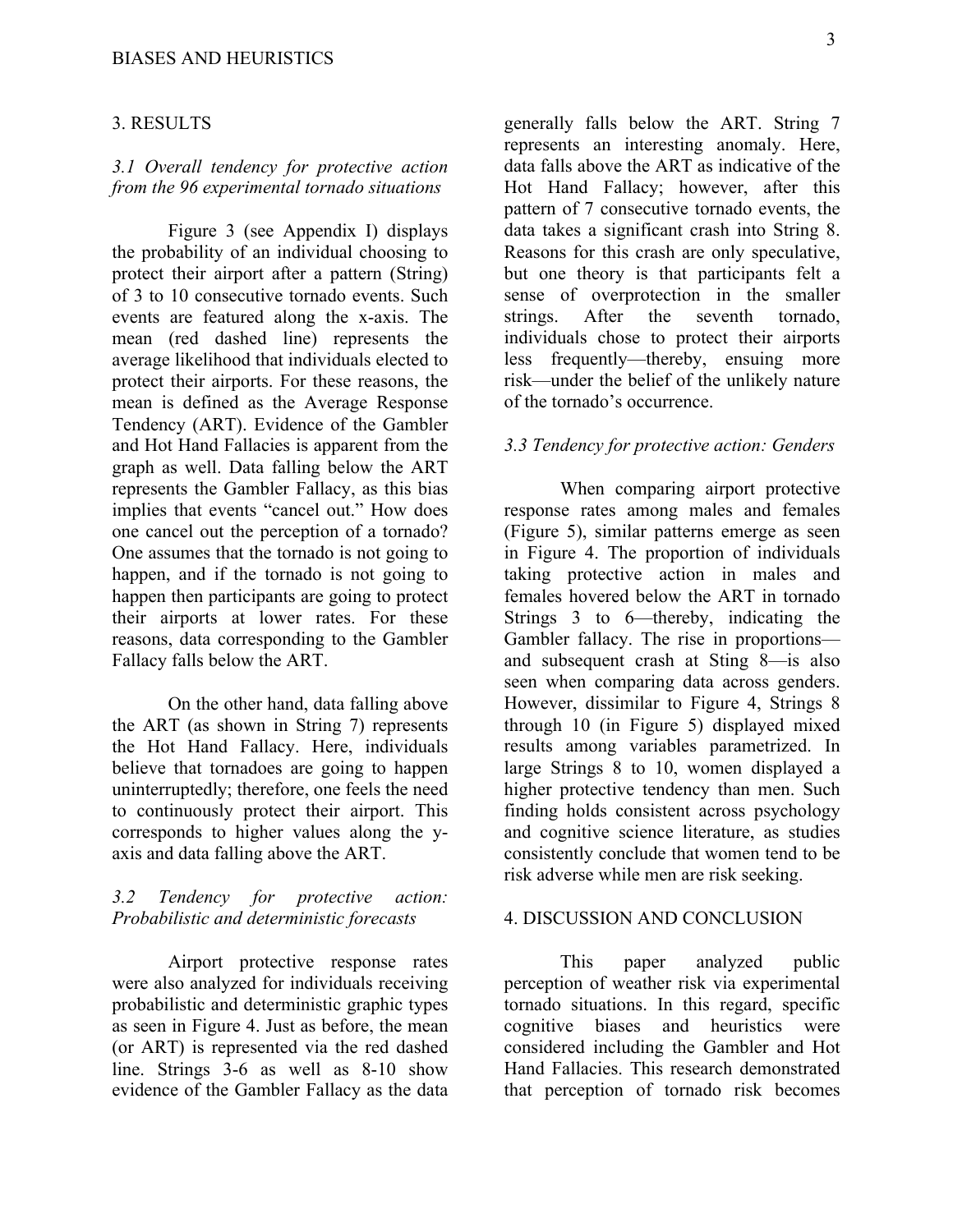## 3. RESULTS

### *3.1 Overall tendency for protective action from the 96 experimental tornado situations*

Figure 3 (see Appendix I) displays the probability of an individual choosing to protect their airport after a pattern (String) of 3 to 10 consecutive tornado events. Such events are featured along the x-axis. The mean (red dashed line) represents the average likelihood that individuals elected to protect their airports. For these reasons, the mean is defined as the Average Response Tendency (ART). Evidence of the Gambler and Hot Hand Fallacies is apparent from the graph as well. Data falling below the ART represents the Gambler Fallacy, as this bias implies that events "cancel out." How does one cancel out the perception of a tornado? One assumes that the tornado is not going to happen, and if the tornado is not going to happen then participants are going to protect their airports at lower rates. For these reasons, data corresponding to the Gambler Fallacy falls below the ART.

On the other hand, data falling above the ART (as shown in String 7) represents the Hot Hand Fallacy. Here, individuals believe that tornadoes are going to happen uninterruptedly; therefore, one feels the need to continuously protect their airport. This corresponds to higher values along the y-axis and data falling above the ART.

### *3.2 Tendency for protective action: Probabilistic and deterministic forecasts*

Airport protective response rates were also analyzed for individuals receiving probabilistic and deterministic graphic types as seen in Figure 4. Just as before, the mean (or ART) is represented via the red dashed line. Strings 3-6 as well as 8-10 show evidence of the Gambler Fallacy as the data generally falls below the ART. String 7 represents an interesting anomaly. Here, data falls above the ART as indicative of the Hot Hand Fallacy; however, after this pattern of 7 consecutive tornado events, the data takes a significant crash into String 8. Reasons for this crash are only speculative, but one theory is that participants felt a sense of overprotection in the smaller strings. After the seventh tornado, individuals chose to protect their airports less frequently—thereby, ensuing more risk—under the belief of the unlikely nature of the tornado's occurrence.

### *3.3 Tendency for protective action: Genders*

When comparing airport protective response rates among males and females (Figure 5), similar patterns emerge as seen in Figure 4. The proportion of individuals taking protective action in males and females hovered below the ART in tornado Strings 3 to 6—thereby, indicating the Gambler fallacy. The rise in proportions—and subsequent crash at Sting 8—is also seen when comparing data across genders. However, dissimilar to Figure 4, Strings 8 through 10 (in Figure 5) displayed mixed results among variables parametrized. In large Strings 8 to 10, women displayed a higher protective tendency than men. Such finding holds consistent across psychology and cognitive science literature, as studies consistently conclude that women tend to be risk adverse while men are risk seeking.

## 4. DISCUSSION AND CONCLUSION

This paper analyzed public perception of weather risk via experimental tornado situations. In this regard, specific cognitive biases and heuristics were considered including the Gambler and Hot Hand Fallacies. This research demonstrated that perception of tornado risk becomes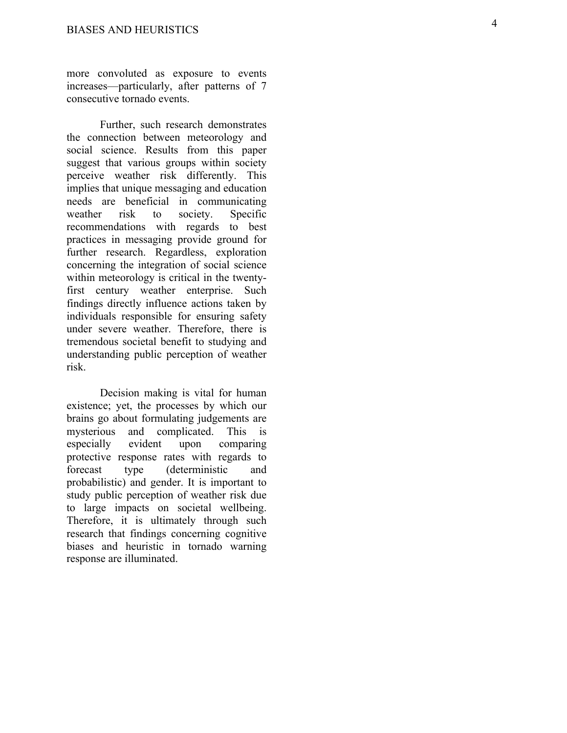more convoluted as exposure to events increases—particularly, after patterns of 7 consecutive tornado events.

Further, such research demonstrates the connection between meteorology and social science. Results from this paper suggest that various groups within society perceive weather risk differently. This implies that unique messaging and education needs are beneficial in communicating weather risk to society. Specific recommendations with regards to best practices in messaging provide ground for further research. Regardless, exploration concerning the integration of social science within meteorology is critical in the twenty-first century weather enterprise. Such findings directly influence actions taken by individuals responsible for ensuring safety under severe weather. Therefore, there is tremendous societal benefit to studying and understanding public perception of weather risk.

Decision making is vital for human existence; yet, the processes by which our brains go about formulating judgements are mysterious and complicated. This is especially evident upon comparing protective response rates with regards to forecast type (deterministic and probabilistic) and gender. It is important to study public perception of weather risk due to large impacts on societal wellbeing. Therefore, it is ultimately through such research that findings concerning cognitive biases and heuristic in tornado warning response are illuminated.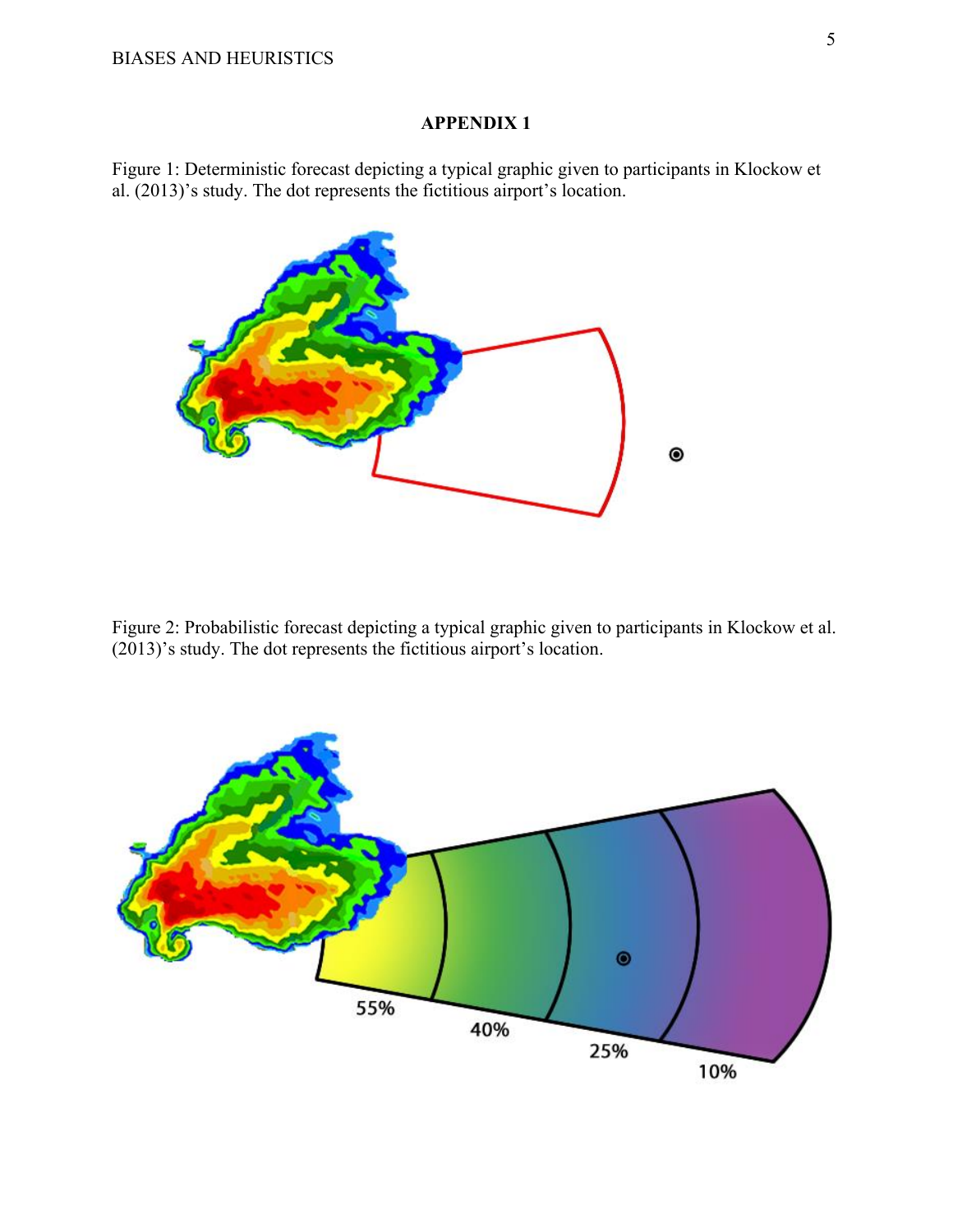# APPENDIX 1

Figure 1: Deterministic forecast depicting a typical graphic given to participants in Klockow et al. (2013)'s study. The dot represents the fictitious airport's location.

Figure 2: Probabilistic forecast depicting a typical graphic given to participants in Klockow et al. (2013)'s study. The dot represents the fictitious airport's location.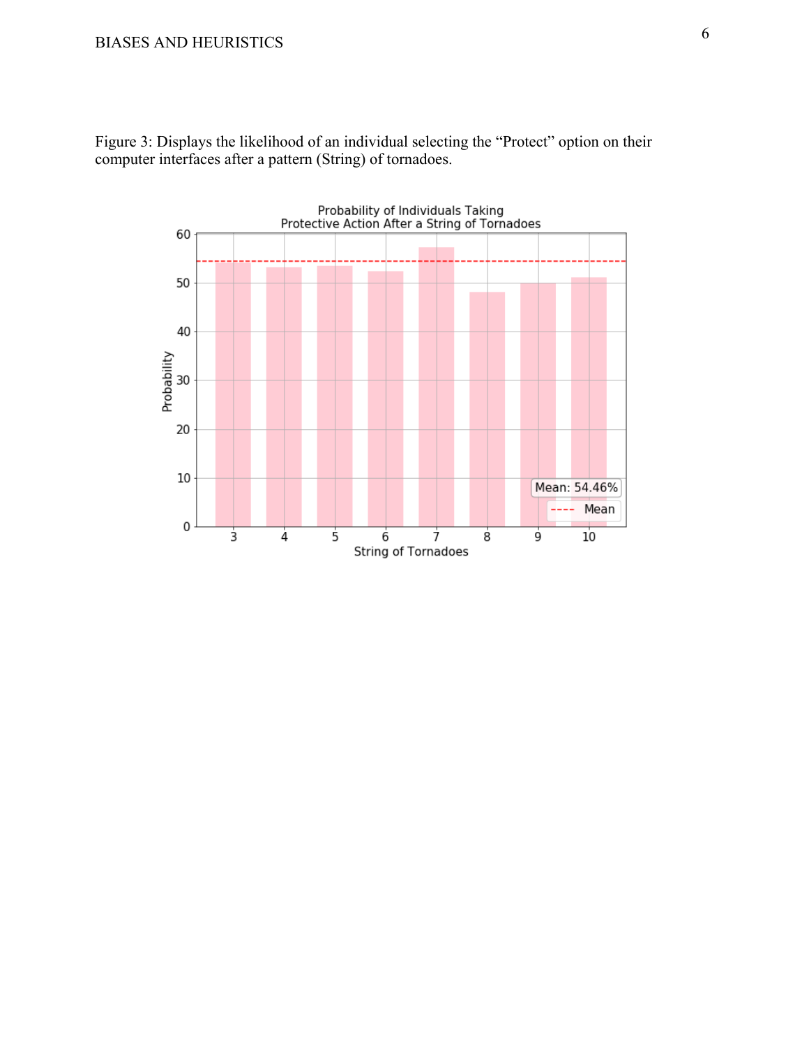Figure 3: Displays the likelihood of an individual selecting the "Protect" option on their computer interfaces after a pattern (String) of tornadoes.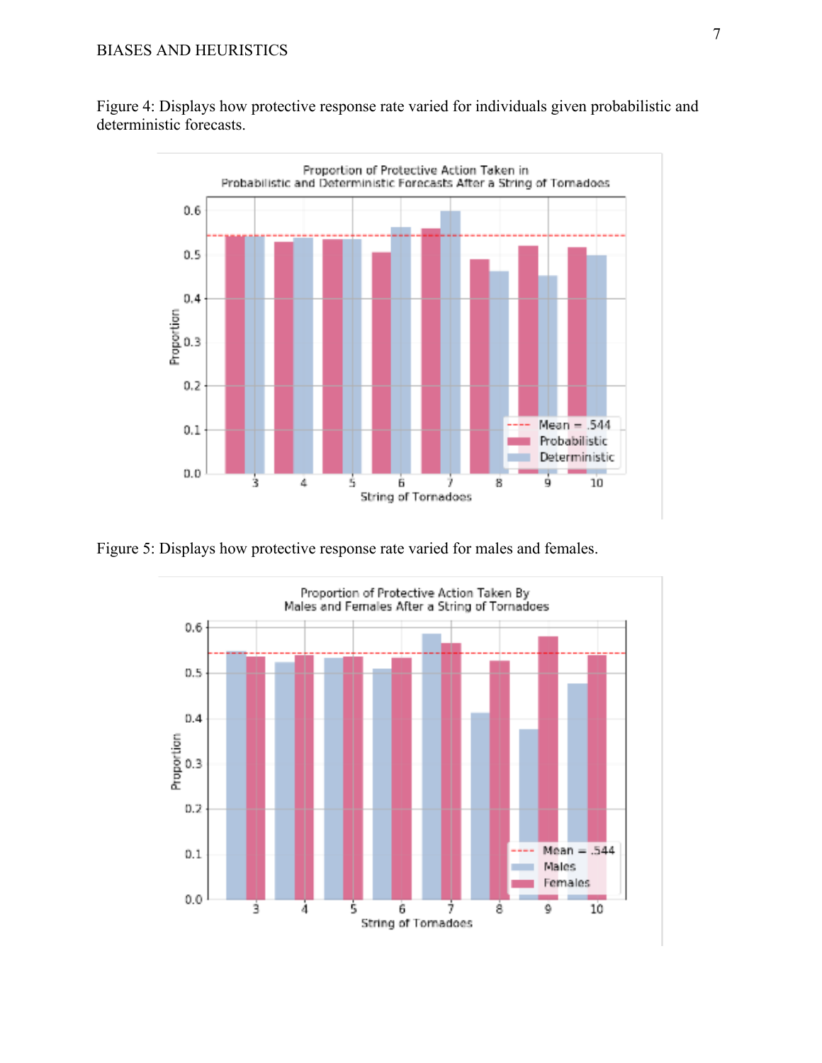Figure 4: Displays how protective response rate varied for individuals given probabilistic and deterministic forecasts.

Figure 5: Displays how protective response rate varied for males and females.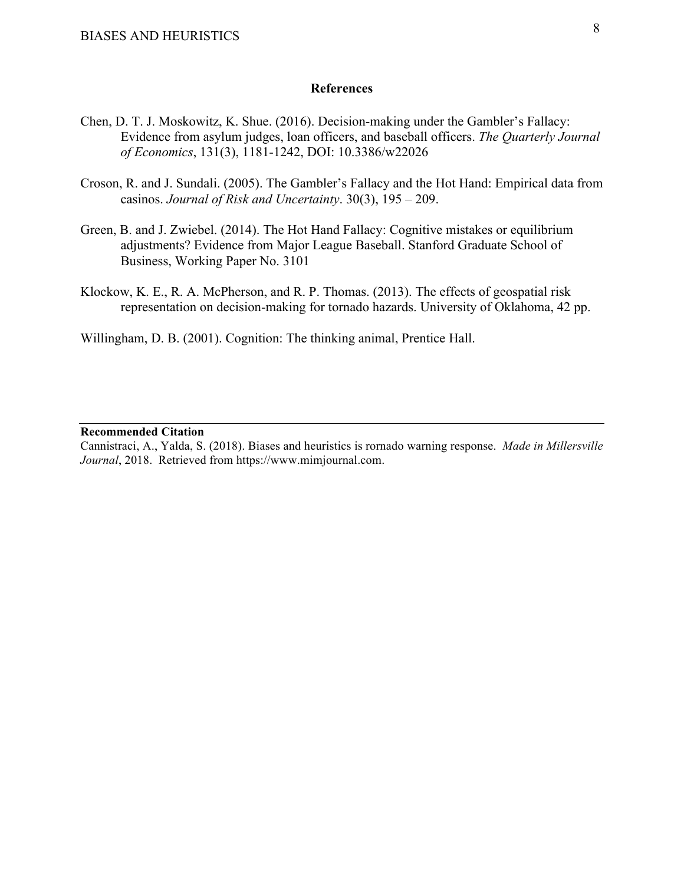## References

Chen, D. T. J. Moskowitz, K. Shue. (2016). Decision-making under the Gambler's Fallacy: Evidence from asylum judges, loan officers, and baseball officers. *The Quarterly Journal of Economics*, 131(3), 1181-1242, DOI: 10.3386/w22026

Croson, R. and J. Sundali. (2005). The Gambler's Fallacy and the Hot Hand: Empirical data from casinos. *Journal of Risk and Uncertainty*. 30(3), 195 – 209.

Green, B. and J. Zwiebel. (2014). The Hot Hand Fallacy: Cognitive mistakes or equilibrium adjustments? Evidence from Major League Baseball. Stanford Graduate School of Business, Working Paper No. 3101

Klockow, K. E., R. A. McPherson, and R. P. Thomas. (2013). The effects of geospatial risk representation on decision-making for tornado hazards. University of Oklahoma, 42 pp.

Willingham, D. B. (2001). Cognition: The thinking animal, Prentice Hall.

---

**Recommended Citation**

Cannistraci, A., Yalda, S. (2018). Biases and heuristics is rornado warning response. *Made in Millersville Journal*, 2018. Retrieved from https://www.mimjournal.com.